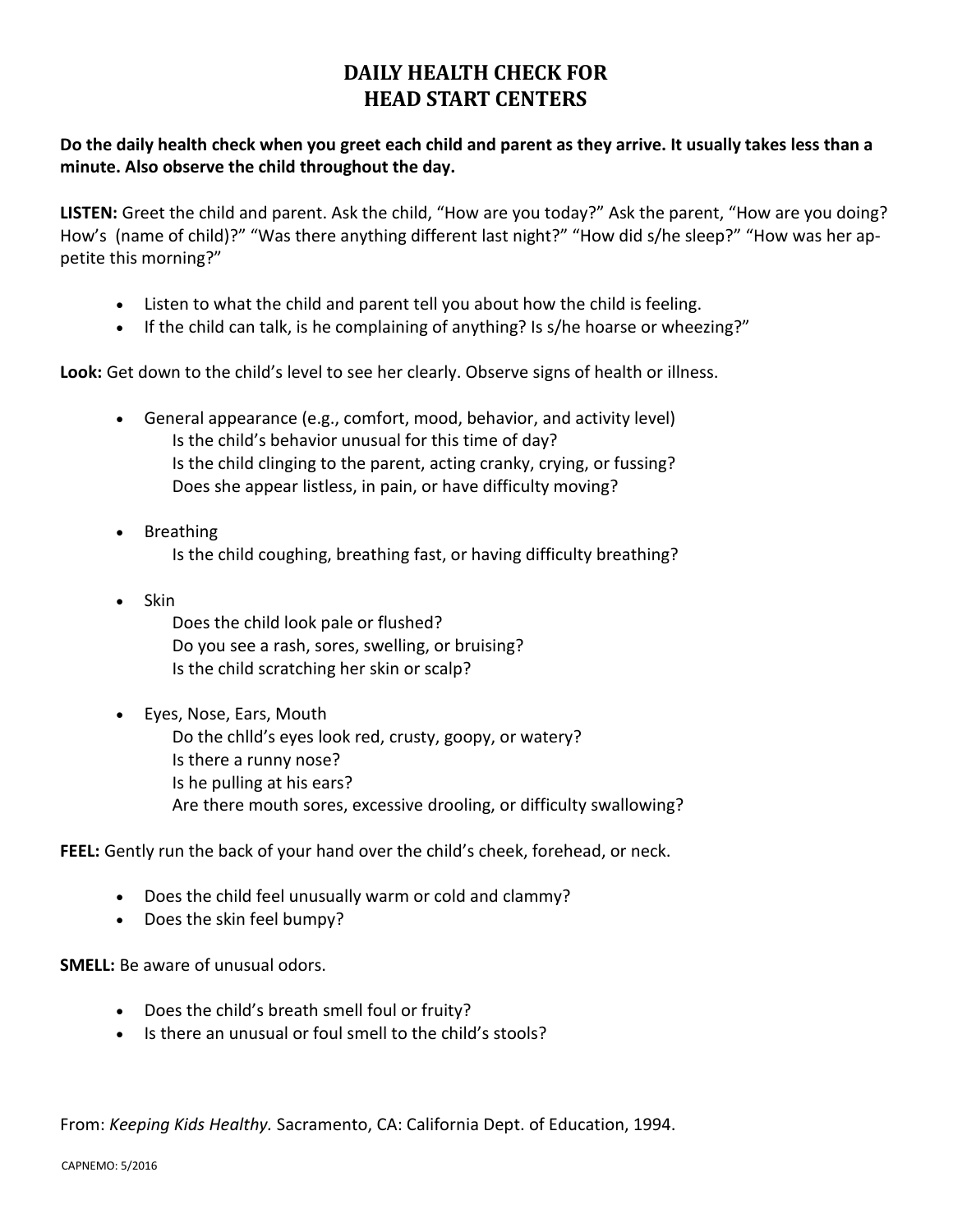# DAILY HEALTH CHECK FOR HEAD START CENTERS

**Do the daily health check when you greet each child and parent as they arrive. It usually takes less than a minute. Also observe the child throughout the day.**

**LISTEN:** Greet the child and parent. Ask the child, "How are you today?" Ask the parent, "How are you doing? How's (name of child)?" "Was there anything different last night?" "How did s/he sleep?" "How was her appetite this morning?"

- Listen to what the child and parent tell you about how the child is feeling.
- If the child can talk, is he complaining of anything? Is s/he hoarse or wheezing?"

**Look:** Get down to the child's level to see her clearly. Observe signs of health or illness.

- General appearance (e.g., comfort, mood, behavior, and activity level)
  - Is the child's behavior unusual for this time of day?
  - Is the child clinging to the parent, acting cranky, crying, or fussing?
  - Does she appear listless, in pain, or have difficulty moving?
- Breathing
  - Is the child coughing, breathing fast, or having difficulty breathing?
- Skin
  - Does the child look pale or flushed?
  - Do you see a rash, sores, swelling, or bruising?
  - Is the child scratching her skin or scalp?
- Eyes, Nose, Ears, Mouth
  - Do the chlld's eyes look red, crusty, goopy, or watery?
  - Is there a runny nose?
  - Is he pulling at his ears?
  - Are there mouth sores, excessive drooling, or difficulty swallowing?

**FEEL:** Gently run the back of your hand over the child's cheek, forehead, or neck.

- Does the child feel unusually warm or cold and clammy?
- Does the skin feel bumpy?

**SMELL:** Be aware of unusual odors.

- Does the child's breath smell foul or fruity?
- Is there an unusual or foul smell to the child's stools?

From: *Keeping Kids Healthy.* Sacramento, CA: California Dept. of Education, 1994.

CAPNEMO: 5/2016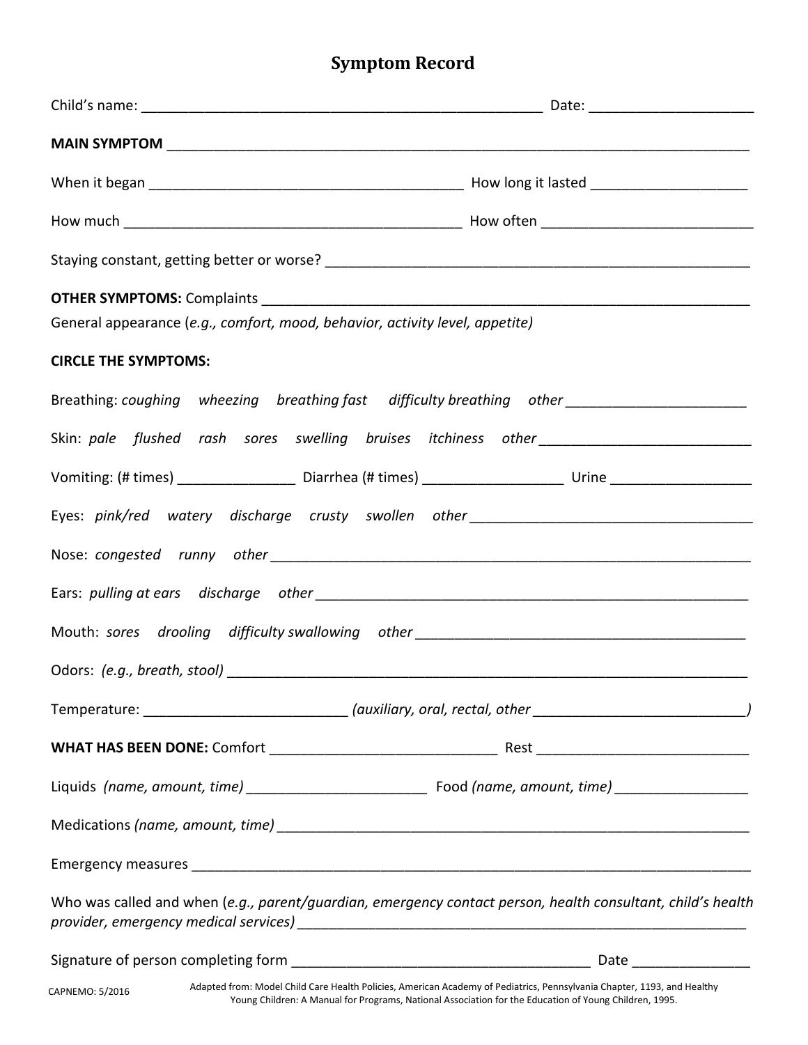# Symptom Record

Child's name: ____________________________________________________ Date: ____________________

**MAIN SYMPTOM** ___________________________________________________________________________

When it began ________________________________________ How long it lasted ___________________

How much ____________________________________________ How often __________________________

Staying constant, getting better or worse? _______________________________________________________

**OTHER SYMPTOMS:** Complaints ___________________________________________________________

General appearance (*e.g., comfort, mood, behavior, activity level, appetite)*

**CIRCLE THE SYMPTOMS:**

Breathing: *coughing wheezing breathing fast difficulty breathing other* ______________________

Skin: *pale flushed rash sores swelling bruises itchiness other* ___________________________

Vomiting: (# times) ______________ Diarrhea (# times) _________________ Urine _________________

Eyes: *pink/red watery discharge crusty swollen other* ___________________________________

Nose: *congested runny other* ___________________________________________________________

Ears: *pulling at ears discharge other* _____________________________________________________

Mouth: *sores drooling difficulty swallowing other* ___________________________________________

Odors: *(e.g., breath, stool)* ____________________________________________________________

Temperature: ________________________ *(auxiliary, oral, rectal, other ___________________________)*

**WHAT HAS BEEN DONE:** Comfort _____________________________ Rest ___________________________

Liquids *(name, amount, time)* ______________________ Food *(name, amount, time)* ________________

Medications *(name, amount, time)* _______________________________________________________

Emergency measures ______________________________________________________________________

Who was called and when (*e.g., parent/guardian, emergency contact person, health consultant, child's health provider, emergency medical services)* _____________________________________________________________

Signature of person completing form _______________________________________ Date ______________

CAPNEMO: 5/2016

Adapted from: Model Child Care Health Policies, American Academy of Pediatrics, Pennsylvania Chapter, 1193, and Healthy Young Children: A Manual for Programs, National Association for the Education of Young Children, 1995.